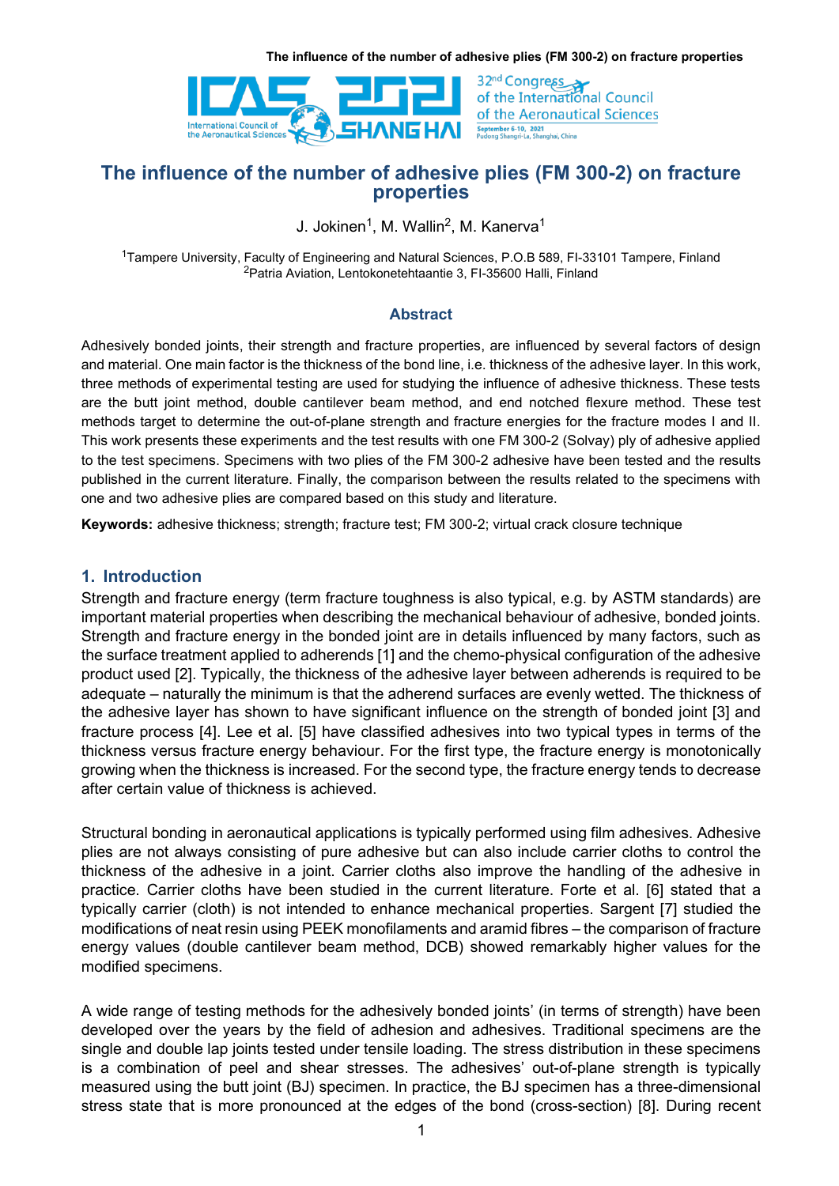# The influence of the number of adhesive plies (FM 300-2) on fracture properties

J. Jokinen[1], M. Wallin[2], M. Kanerva[1]

[1]Tampere University, Faculty of Engineering and Natural Sciences, P.O.B 589, FI-33101 Tampere, Finland
[2]Patria Aviation, Lentokonetehtaantie 3, FI-35600 Halli, Finland

## Abstract

Adhesively bonded joints, their strength and fracture properties, are influenced by several factors of design and material. One main factor is the thickness of the bond line, i.e. thickness of the adhesive layer. In this work, three methods of experimental testing are used for studying the influence of adhesive thickness. These tests are the butt joint method, double cantilever beam method, and end notched flexure method. These test methods target to determine the out-of-plane strength and fracture energies for the fracture modes I and II. This work presents these experiments and the test results with one FM 300-2 (Solvay) ply of adhesive applied to the test specimens. Specimens with two plies of the FM 300-2 adhesive have been tested and the results published in the current literature. Finally, the comparison between the results related to the specimens with one and two adhesive plies are compared based on this study and literature.

**Keywords:** adhesive thickness; strength; fracture test; FM 300-2; virtual crack closure technique

## 1. Introduction

Strength and fracture energy (term fracture toughness is also typical, e.g. by ASTM standards) are important material properties when describing the mechanical behaviour of adhesive, bonded joints. Strength and fracture energy in the bonded joint are in details influenced by many factors, such as the surface treatment applied to adherends [1] and the chemo-physical configuration of the adhesive product used [2]. Typically, the thickness of the adhesive layer between adherends is required to be adequate – naturally the minimum is that the adherend surfaces are evenly wetted. The thickness of the adhesive layer has shown to have significant influence on the strength of bonded joint [3] and fracture process [4]. Lee et al. [5] have classified adhesives into two typical types in terms of the thickness versus fracture energy behaviour. For the first type, the fracture energy is monotonically growing when the thickness is increased. For the second type, the fracture energy tends to decrease after certain value of thickness is achieved.

Structural bonding in aeronautical applications is typically performed using film adhesives. Adhesive plies are not always consisting of pure adhesive but can also include carrier cloths to control the thickness of the adhesive in a joint. Carrier cloths also improve the handling of the adhesive in practice. Carrier cloths have been studied in the current literature. Forte et al. [6] stated that a typically carrier (cloth) is not intended to enhance mechanical properties. Sargent [7] studied the modifications of neat resin using PEEK monofilaments and aramid fibres – the comparison of fracture energy values (double cantilever beam method, DCB) showed remarkably higher values for the modified specimens.

A wide range of testing methods for the adhesively bonded joints' (in terms of strength) have been developed over the years by the field of adhesion and adhesives. Traditional specimens are the single and double lap joints tested under tensile loading. The stress distribution in these specimens is a combination of peel and shear stresses. The adhesives' out-of-plane strength is typically measured using the butt joint (BJ) specimen. In practice, the BJ specimen has a three-dimensional stress state that is more pronounced at the edges of the bond (cross-section) [8]. During recent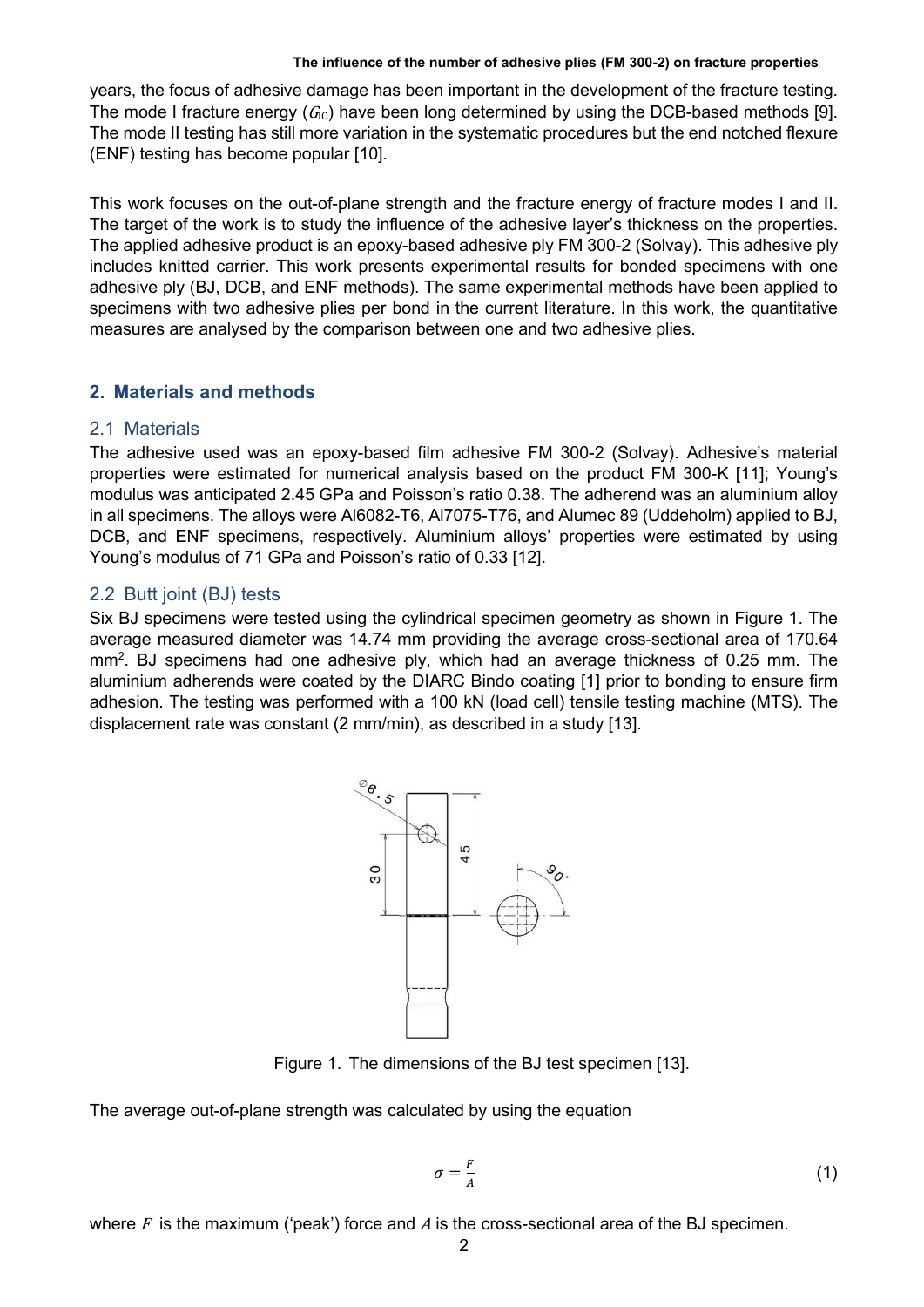years, the focus of adhesive damage has been important in the development of the fracture testing. The mode I fracture energy ($G_{IC}$) have been long determined by using the DCB-based methods [9]. The mode II testing has still more variation in the systematic procedures but the end notched flexure (ENF) testing has become popular [10].

This work focuses on the out-of-plane strength and the fracture energy of fracture modes I and II. The target of the work is to study the influence of the adhesive layer's thickness on the properties. The applied adhesive product is an epoxy-based adhesive ply FM 300-2 (Solvay). This adhesive ply includes knitted carrier. This work presents experimental results for bonded specimens with one adhesive ply (BJ, DCB, and ENF methods). The same experimental methods have been applied to specimens with two adhesive plies per bond in the current literature. In this work, the quantitative measures are analysed by the comparison between one and two adhesive plies.

## 2. Materials and methods

### 2.1 Materials

The adhesive used was an epoxy-based film adhesive FM 300-2 (Solvay). Adhesive's material properties were estimated for numerical analysis based on the product FM 300-K [11]; Young's modulus was anticipated 2.45 GPa and Poisson's ratio 0.38. The adherend was an aluminium alloy in all specimens. The alloys were Al6082-T6, Al7075-T76, and Alumec 89 (Uddeholm) applied to BJ, DCB, and ENF specimens, respectively. Aluminium alloys' properties were estimated by using Young's modulus of 71 GPa and Poisson's ratio of 0.33 [12].

### 2.2 Butt joint (BJ) tests

Six BJ specimens were tested using the cylindrical specimen geometry as shown in Figure 1. The average measured diameter was 14.74 mm providing the average cross-sectional area of 170.64 mm$^2$. BJ specimens had one adhesive ply, which had an average thickness of 0.25 mm. The aluminium adherends were coated by the DIARC Bindo coating [1] prior to bonding to ensure firm adhesion. The testing was performed with a 100 kN (load cell) tensile testing machine (MTS). The displacement rate was constant (2 mm/min), as described in a study [13].

Figure 1. The dimensions of the BJ test specimen [13].

The average out-of-plane strength was calculated by using the equation

$$\sigma = \frac{F}{A} \tag{1}$$

where $F$ is the maximum ('peak') force and $A$ is the cross-sectional area of the BJ specimen.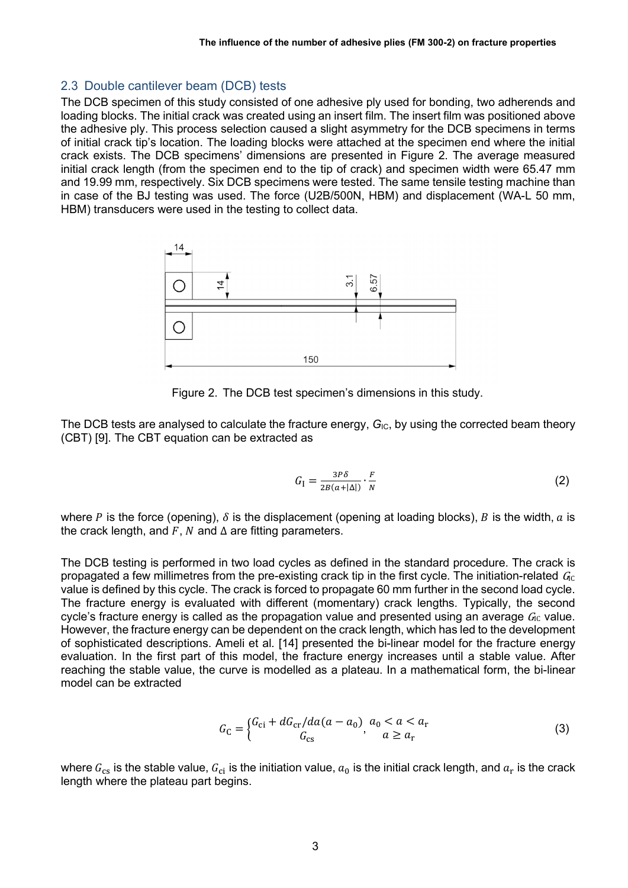## 2.3 Double cantilever beam (DCB) tests

The DCB specimen of this study consisted of one adhesive ply used for bonding, two adherends and loading blocks. The initial crack was created using an insert film. The insert film was positioned above the adhesive ply. This process selection caused a slight asymmetry for the DCB specimens in terms of initial crack tip's location. The loading blocks were attached at the specimen end where the initial crack exists. The DCB specimens' dimensions are presented in Figure 2. The average measured initial crack length (from the specimen end to the tip of crack) and specimen width were 65.47 mm and 19.99 mm, respectively. Six DCB specimens were tested. The same tensile testing machine than in case of the BJ testing was used. The force (U2B/500N, HBM) and displacement (WA-L 50 mm, HBM) transducers were used in the testing to collect data.

Figure 2. The DCB test specimen's dimensions in this study.

The DCB tests are analysed to calculate the fracture energy, $G_{IC}$, by using the corrected beam theory (CBT) [9]. The CBT equation can be extracted as

$$G_{\mathrm{I}} = \frac{3P\delta}{2B(a+|\Delta|)} \cdot \frac{F}{N} \tag{2}$$

where $P$ is the force (opening), $\delta$ is the displacement (opening at loading blocks), $B$ is the width, $a$ is the crack length, and $F$, $N$ and $\Delta$ are fitting parameters.

The DCB testing is performed in two load cycles as defined in the standard procedure. The crack is propagated a few millimetres from the pre-existing crack tip in the first cycle. The initiation-related $G_{IC}$ value is defined by this cycle. The crack is forced to propagate 60 mm further in the second load cycle. The fracture energy is evaluated with different (momentary) crack lengths. Typically, the second cycle's fracture energy is called as the propagation value and presented using an average $G_{IC}$ value. However, the fracture energy can be dependent on the crack length, which has led to the development of sophisticated descriptions. Ameli et al. [14] presented the bi-linear model for the fracture energy evaluation. In the first part of this model, the fracture energy increases until a stable value. After reaching the stable value, the curve is modelled as a plateau. In a mathematical form, the bi-linear model can be extracted

$$G_{\mathrm{C}} = \begin{cases} G_{\mathrm{ci}} + dG_{\mathrm{cr}}/da(a-a_0), & a_0 < a < a_{\mathrm{r}} \\ G_{\mathrm{cs}} & a \geq a_{\mathrm{r}} \end{cases} \tag{3}$$

where $G_{\mathrm{cs}}$ is the stable value, $G_{\mathrm{ci}}$ is the initiation value, $a_0$ is the initial crack length, and $a_{\mathrm{r}}$ is the crack length where the plateau part begins.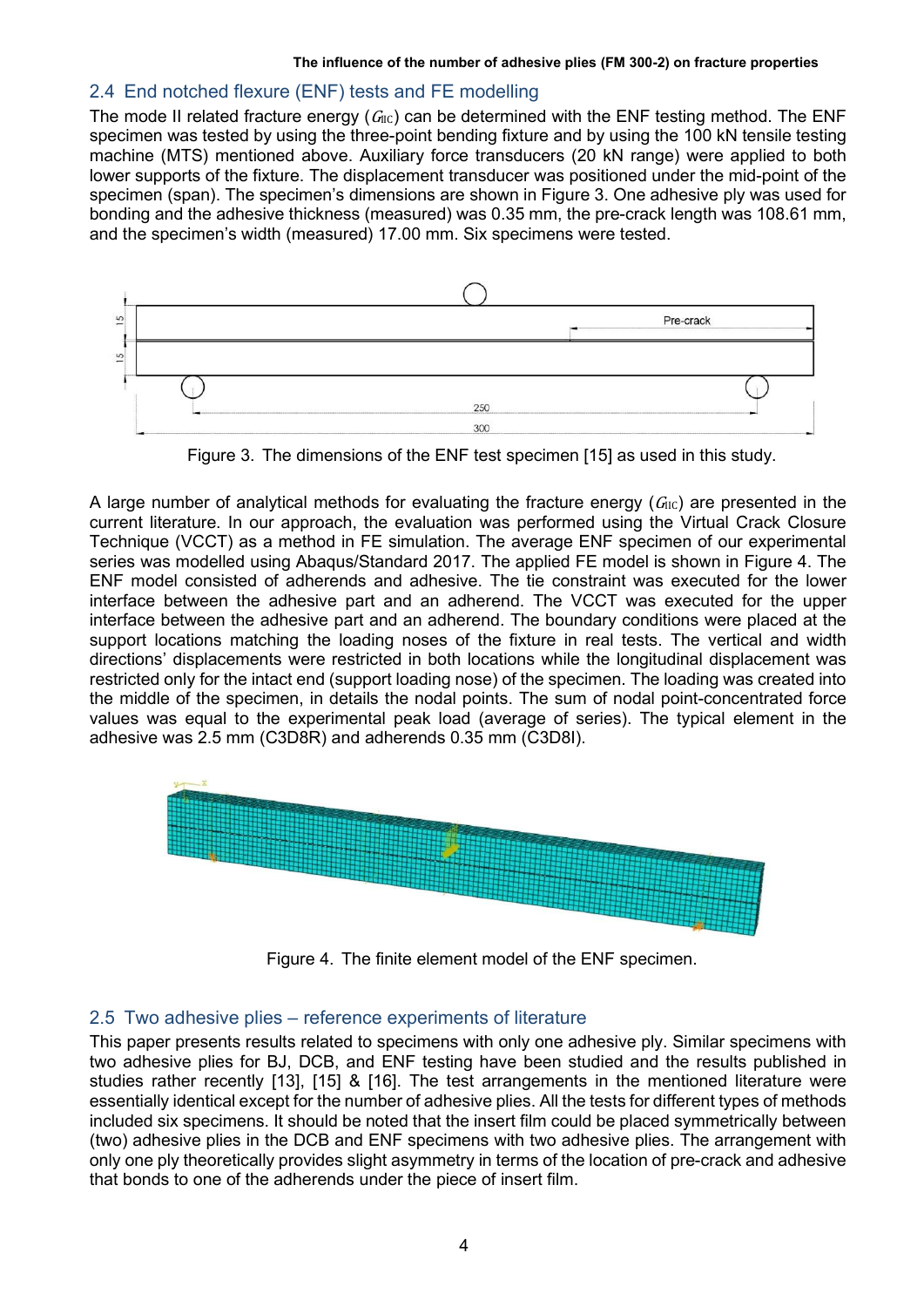## 2.4 End notched flexure (ENF) tests and FE modelling

The mode II related fracture energy ($G_{IIC}$) can be determined with the ENF testing method. The ENF specimen was tested by using the three-point bending fixture and by using the 100 kN tensile testing machine (MTS) mentioned above. Auxiliary force transducers (20 kN range) were applied to both lower supports of the fixture. The displacement transducer was positioned under the mid-point of the specimen (span). The specimen's dimensions are shown in Figure 3. One adhesive ply was used for bonding and the adhesive thickness (measured) was 0.35 mm, the pre-crack length was 108.61 mm, and the specimen's width (measured) 17.00 mm. Six specimens were tested.

Figure 3. The dimensions of the ENF test specimen [15] as used in this study.

A large number of analytical methods for evaluating the fracture energy ($G_{IIC}$) are presented in the current literature. In our approach, the evaluation was performed using the Virtual Crack Closure Technique (VCCT) as a method in FE simulation. The average ENF specimen of our experimental series was modelled using Abaqus/Standard 2017. The applied FE model is shown in Figure 4. The ENF model consisted of adherends and adhesive. The tie constraint was executed for the lower interface between the adhesive part and an adherend. The VCCT was executed for the upper interface between the adhesive part and an adherend. The boundary conditions were placed at the support locations matching the loading noses of the fixture in real tests. The vertical and width directions' displacements were restricted in both locations while the longitudinal displacement was restricted only for the intact end (support loading nose) of the specimen. The loading was created into the middle of the specimen, in details the nodal points. The sum of nodal point-concentrated force values was equal to the experimental peak load (average of series). The typical element in the adhesive was 2.5 mm (C3D8R) and adherends 0.35 mm (C3D8I).

Figure 4. The finite element model of the ENF specimen.

## 2.5 Two adhesive plies – reference experiments of literature

This paper presents results related to specimens with only one adhesive ply. Similar specimens with two adhesive plies for BJ, DCB, and ENF testing have been studied and the results published in studies rather recently [13], [15] & [16]. The test arrangements in the mentioned literature were essentially identical except for the number of adhesive plies. All the tests for different types of methods included six specimens. It should be noted that the insert film could be placed symmetrically between (two) adhesive plies in the DCB and ENF specimens with two adhesive plies. The arrangement with only one ply theoretically provides slight asymmetry in terms of the location of pre-crack and adhesive that bonds to one of the adherends under the piece of insert film.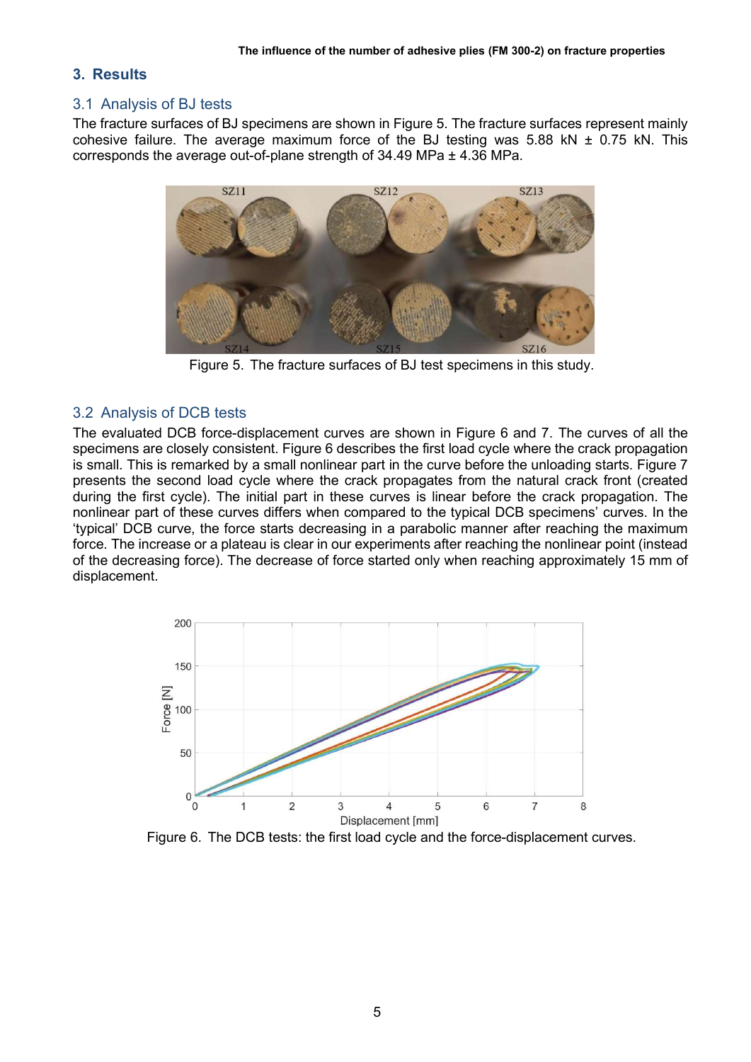## 3. Results

### 3.1 Analysis of BJ tests

The fracture surfaces of BJ specimens are shown in Figure 5. The fracture surfaces represent mainly cohesive failure. The average maximum force of the BJ testing was 5.88 kN ± 0.75 kN. This corresponds the average out-of-plane strength of 34.49 MPa ± 4.36 MPa.

Figure 5. The fracture surfaces of BJ test specimens in this study.

### 3.2 Analysis of DCB tests

The evaluated DCB force-displacement curves are shown in Figure 6 and 7. The curves of all the specimens are closely consistent. Figure 6 describes the first load cycle where the crack propagation is small. This is remarked by a small nonlinear part in the curve before the unloading starts. Figure 7 presents the second load cycle where the crack propagates from the natural crack front (created during the first cycle). The initial part in these curves is linear before the crack propagation. The nonlinear part of these curves differs when compared to the typical DCB specimens' curves. In the 'typical' DCB curve, the force starts decreasing in a parabolic manner after reaching the maximum force. The increase or a plateau is clear in our experiments after reaching the nonlinear point (instead of the decreasing force). The decrease of force started only when reaching approximately 15 mm of displacement.

Figure 6. The DCB tests: the first load cycle and the force-displacement curves.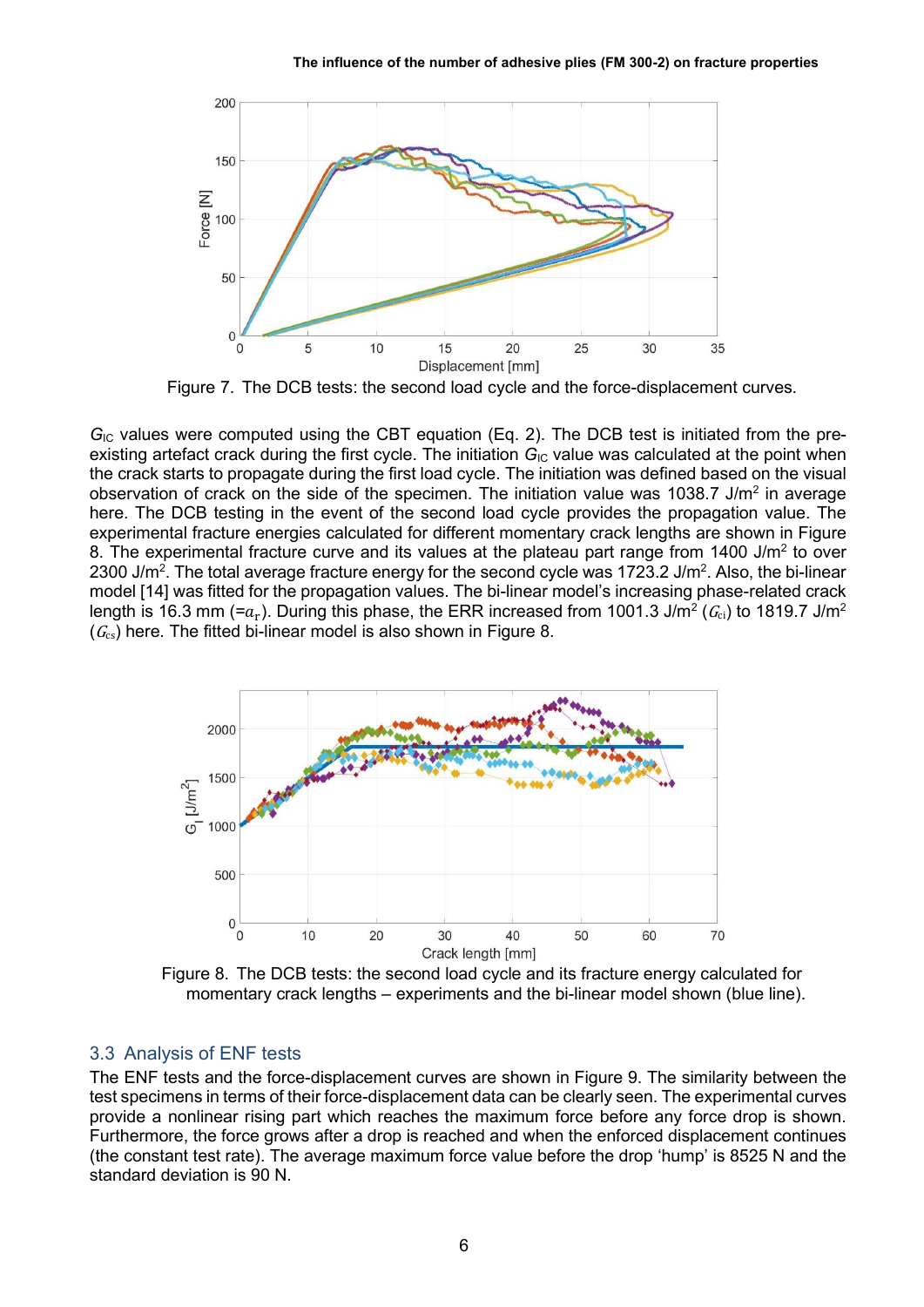Figure 7. The DCB tests: the second load cycle and the force-displacement curves.

$G_{IC}$ values were computed using the CBT equation (Eq. 2). The DCB test is initiated from the pre-existing artefact crack during the first cycle. The initiation $G_{IC}$ value was calculated at the point when the crack starts to propagate during the first load cycle. The initiation was defined based on the visual observation of crack on the side of the specimen. The initiation value was 1038.7 J/m$^2$ in average here. The DCB testing in the event of the second load cycle provides the propagation value. The experimental fracture energies calculated for different momentary crack lengths are shown in Figure 8. The experimental fracture curve and its values at the plateau part range from 1400 J/m$^2$ to over 2300 J/m$^2$. The total average fracture energy for the second cycle was 1723.2 J/m$^2$. Also, the bi-linear model [14] was fitted for the propagation values. The bi-linear model's increasing phase-related crack length is 16.3 mm (=$a_r$). During this phase, the ERR increased from 1001.3 J/m$^2$ ($G_{ci}$) to 1819.7 J/m$^2$ ($G_{cs}$) here. The fitted bi-linear model is also shown in Figure 8.

Figure 8. The DCB tests: the second load cycle and its fracture energy calculated for momentary crack lengths – experiments and the bi-linear model shown (blue line).

## 3.3 Analysis of ENF tests

The ENF tests and the force-displacement curves are shown in Figure 9. The similarity between the test specimens in terms of their force-displacement data can be clearly seen. The experimental curves provide a nonlinear rising part which reaches the maximum force before any force drop is shown. Furthermore, the force grows after a drop is reached and when the enforced displacement continues (the constant test rate). The average maximum force value before the drop 'hump' is 8525 N and the standard deviation is 90 N.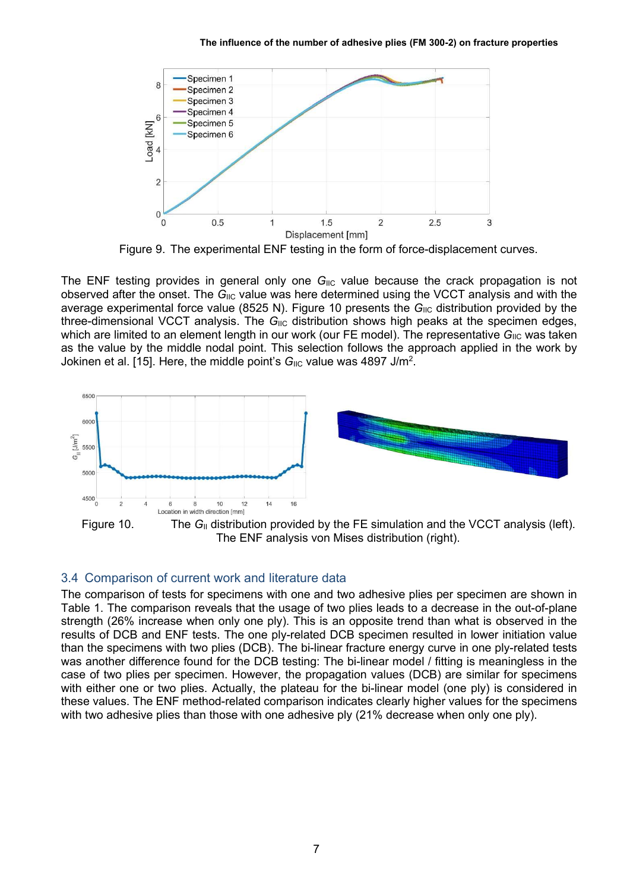Figure 9. The experimental ENF testing in the form of force-displacement curves.

The ENF testing provides in general only one $G_{IIC}$ value because the crack propagation is not observed after the onset. The $G_{IIC}$ value was here determined using the VCCT analysis and with the average experimental force value (8525 N). Figure 10 presents the $G_{IIC}$ distribution provided by the three-dimensional VCCT analysis. The $G_{IIC}$ distribution shows high peaks at the specimen edges, which are limited to an element length in our work (our FE model). The representative $G_{IIC}$ was taken as the value by the middle nodal point. This selection follows the approach applied in the work by Jokinen et al. [15]. Here, the middle point's $G_{IIC}$ value was 4897 J/m$^2$.

Figure 10. The $G_{II}$ distribution provided by the FE simulation and the VCCT analysis (left). The ENF analysis von Mises distribution (right).

## 3.4 Comparison of current work and literature data

The comparison of tests for specimens with one and two adhesive plies per specimen are shown in Table 1. The comparison reveals that the usage of two plies leads to a decrease in the out-of-plane strength (26% increase when only one ply). This is an opposite trend than what is observed in the results of DCB and ENF tests. The one ply-related DCB specimen resulted in lower initiation value than the specimens with two plies (DCB). The bi-linear fracture energy curve in one ply-related tests was another difference found for the DCB testing: The bi-linear model / fitting is meaningless in the case of two plies per specimen. However, the propagation values (DCB) are similar for specimens with either one or two plies. Actually, the plateau for the bi-linear model (one ply) is considered in these values. The ENF method-related comparison indicates clearly higher values for the specimens with two adhesive plies than those with one adhesive ply (21% decrease when only one ply).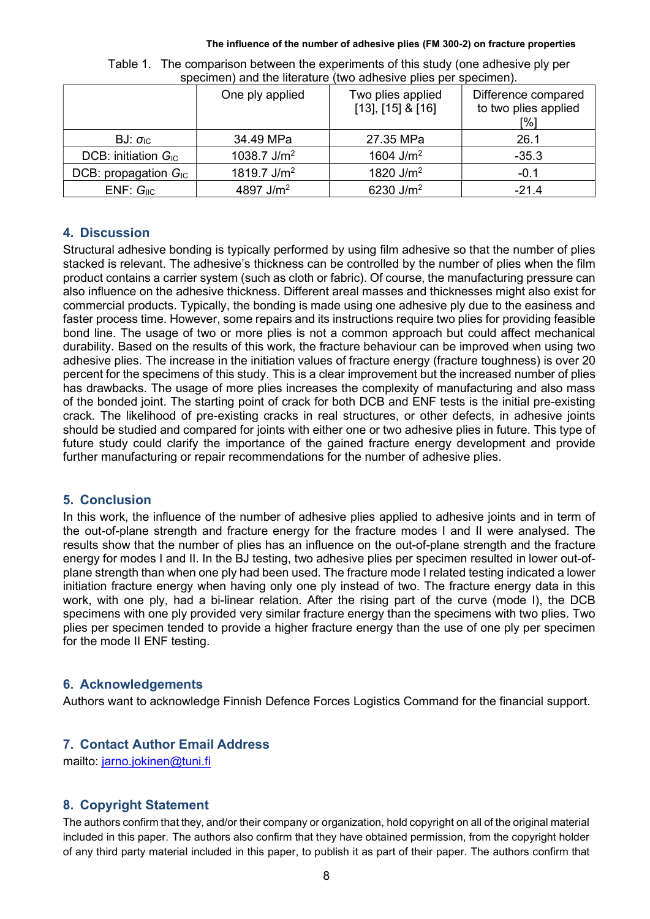Table 1. The comparison between the experiments of this study (one adhesive ply per specimen) and the literature (two adhesive plies per specimen).

| | One ply applied | Two plies applied [13], [15] & [16] | Difference compared to two plies applied [%] |
|---|---|---|---|
| BJ: $\sigma_{IC}$ | 34.49 MPa | 27.35 MPa | 26.1 |
| DCB: initiation $G_{IC}$ | 1038.7 J/m$^2$ | 1604 J/m$^2$ | -35.3 |
| DCB: propagation $G_{IC}$ | 1819.7 J/m$^2$ | 1820 J/m$^2$ | -0.1 |
| ENF: $G_{IIC}$ | 4897 J/m$^2$ | 6230 J/m$^2$ | -21.4 |

## 4. Discussion

Structural adhesive bonding is typically performed by using film adhesive so that the number of plies stacked is relevant. The adhesive's thickness can be controlled by the number of plies when the film product contains a carrier system (such as cloth or fabric). Of course, the manufacturing pressure can also influence on the adhesive thickness. Different areal masses and thicknesses might also exist for commercial products. Typically, the bonding is made using one adhesive ply due to the easiness and faster process time. However, some repairs and its instructions require two plies for providing feasible bond line. The usage of two or more plies is not a common approach but could affect mechanical durability. Based on the results of this work, the fracture behaviour can be improved when using two adhesive plies. The increase in the initiation values of fracture energy (fracture toughness) is over 20 percent for the specimens of this study. This is a clear improvement but the increased number of plies has drawbacks. The usage of more plies increases the complexity of manufacturing and also mass of the bonded joint. The starting point of crack for both DCB and ENF tests is the initial pre-existing crack. The likelihood of pre-existing cracks in real structures, or other defects, in adhesive joints should be studied and compared for joints with either one or two adhesive plies in future. This type of future study could clarify the importance of the gained fracture energy development and provide further manufacturing or repair recommendations for the number of adhesive plies.

## 5. Conclusion

In this work, the influence of the number of adhesive plies applied to adhesive joints and in term of the out-of-plane strength and fracture energy for the fracture modes I and II were analysed. The results show that the number of plies has an influence on the out-of-plane strength and the fracture energy for modes I and II. In the BJ testing, two adhesive plies per specimen resulted in lower out-of-plane strength than when one ply had been used. The fracture mode I related testing indicated a lower initiation fracture energy when having only one ply instead of two. The fracture energy data in this work, with one ply, had a bi-linear relation. After the rising part of the curve (mode I), the DCB specimens with one ply provided very similar fracture energy than the specimens with two plies. Two plies per specimen tended to provide a higher fracture energy than the use of one ply per specimen for the mode II ENF testing.

## 6. Acknowledgements

Authors want to acknowledge Finnish Defence Forces Logistics Command for the financial support.

## 7. Contact Author Email Address

mailto: jarno.jokinen@tuni.fi

## 8. Copyright Statement

The authors confirm that they, and/or their company or organization, hold copyright on all of the original material included in this paper. The authors also confirm that they have obtained permission, from the copyright holder of any third party material included in this paper, to publish it as part of their paper. The authors confirm that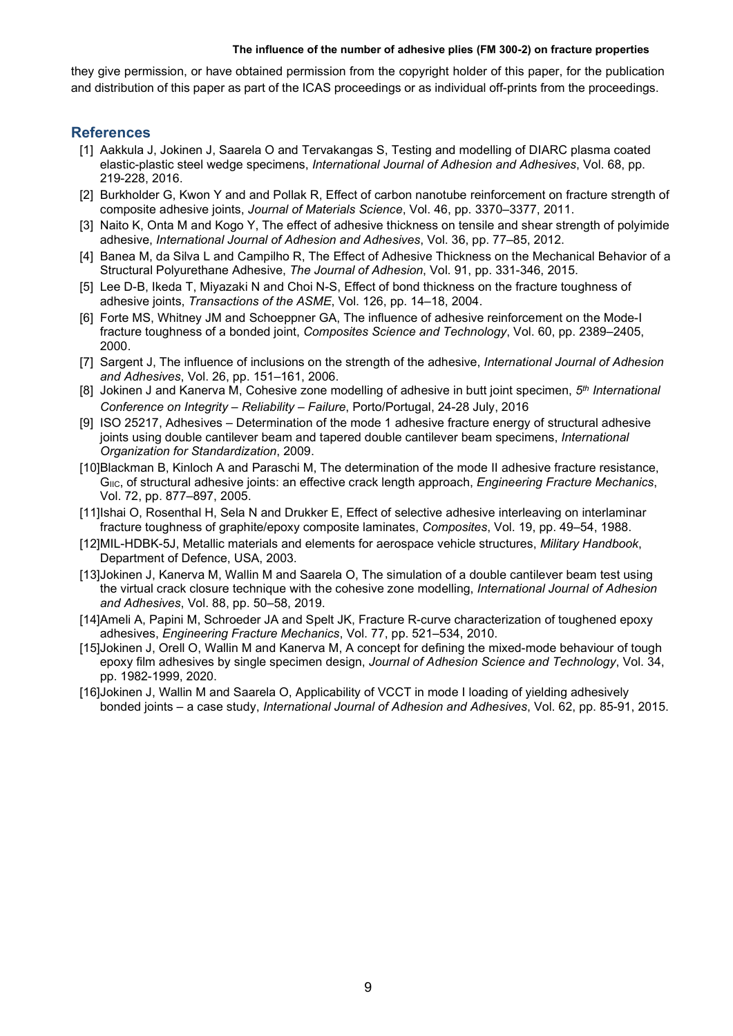they give permission, or have obtained permission from the copyright holder of this paper, for the publication and distribution of this paper as part of the ICAS proceedings or as individual off-prints from the proceedings.

## References

[1] Aakkula J, Jokinen J, Saarela O and Tervakangas S, Testing and modelling of DIARC plasma coated elastic-plastic steel wedge specimens, *International Journal of Adhesion and Adhesives*, Vol. 68, pp. 219-228, 2016.

[2] Burkholder G, Kwon Y and and Pollak R, Effect of carbon nanotube reinforcement on fracture strength of composite adhesive joints, *Journal of Materials Science*, Vol. 46, pp. 3370–3377, 2011.

[3] Naito K, Onta M and Kogo Y, The effect of adhesive thickness on tensile and shear strength of polyimide adhesive, *International Journal of Adhesion and Adhesives*, Vol. 36, pp. 77–85, 2012.

[4] Banea M, da Silva L and Campilho R, The Effect of Adhesive Thickness on the Mechanical Behavior of a Structural Polyurethane Adhesive, *The Journal of Adhesion*, Vol. 91, pp. 331-346, 2015.

[5] Lee D-B, Ikeda T, Miyazaki N and Choi N-S, Effect of bond thickness on the fracture toughness of adhesive joints, *Transactions of the ASME*, Vol. 126, pp. 14–18, 2004.

[6] Forte MS, Whitney JM and Schoeppner GA, The influence of adhesive reinforcement on the Mode-I fracture toughness of a bonded joint, *Composites Science and Technology*, Vol. 60, pp. 2389–2405, 2000.

[7] Sargent J, The influence of inclusions on the strength of the adhesive, *International Journal of Adhesion and Adhesives*, Vol. 26, pp. 151–161, 2006.

[8] Jokinen J and Kanerva M, Cohesive zone modelling of adhesive in butt joint specimen, *5th International Conference on Integrity – Reliability – Failure*, Porto/Portugal, 24-28 July, 2016

[9] ISO 25217, Adhesives – Determination of the mode 1 adhesive fracture energy of structural adhesive joints using double cantilever beam and tapered double cantilever beam specimens, *International Organization for Standardization*, 2009.

[10] Blackman B, Kinloch A and Paraschi M, The determination of the mode II adhesive fracture resistance, $G_{IIC}$, of structural adhesive joints: an effective crack length approach, *Engineering Fracture Mechanics*, Vol. 72, pp. 877–897, 2005.

[11] Ishai O, Rosenthal H, Sela N and Drukker E, Effect of selective adhesive interleaving on interlaminar fracture toughness of graphite/epoxy composite laminates, *Composites*, Vol. 19, pp. 49–54, 1988.

[12] MIL-HDBK-5J, Metallic materials and elements for aerospace vehicle structures, *Military Handbook*, Department of Defence, USA, 2003.

[13] Jokinen J, Kanerva M, Wallin M and Saarela O, The simulation of a double cantilever beam test using the virtual crack closure technique with the cohesive zone modelling, *International Journal of Adhesion and Adhesives*, Vol. 88, pp. 50–58, 2019.

[14] Ameli A, Papini M, Schroeder JA and Spelt JK, Fracture R-curve characterization of toughened epoxy adhesives, *Engineering Fracture Mechanics*, Vol. 77, pp. 521–534, 2010.

[15] Jokinen J, Orell O, Wallin M and Kanerva M, A concept for defining the mixed-mode behaviour of tough epoxy film adhesives by single specimen design, *Journal of Adhesion Science and Technology*, Vol. 34, pp. 1982-1999, 2020.

[16] Jokinen J, Wallin M and Saarela O, Applicability of VCCT in mode I loading of yielding adhesively bonded joints – a case study, *International Journal of Adhesion and Adhesives*, Vol. 62, pp. 85-91, 2015.